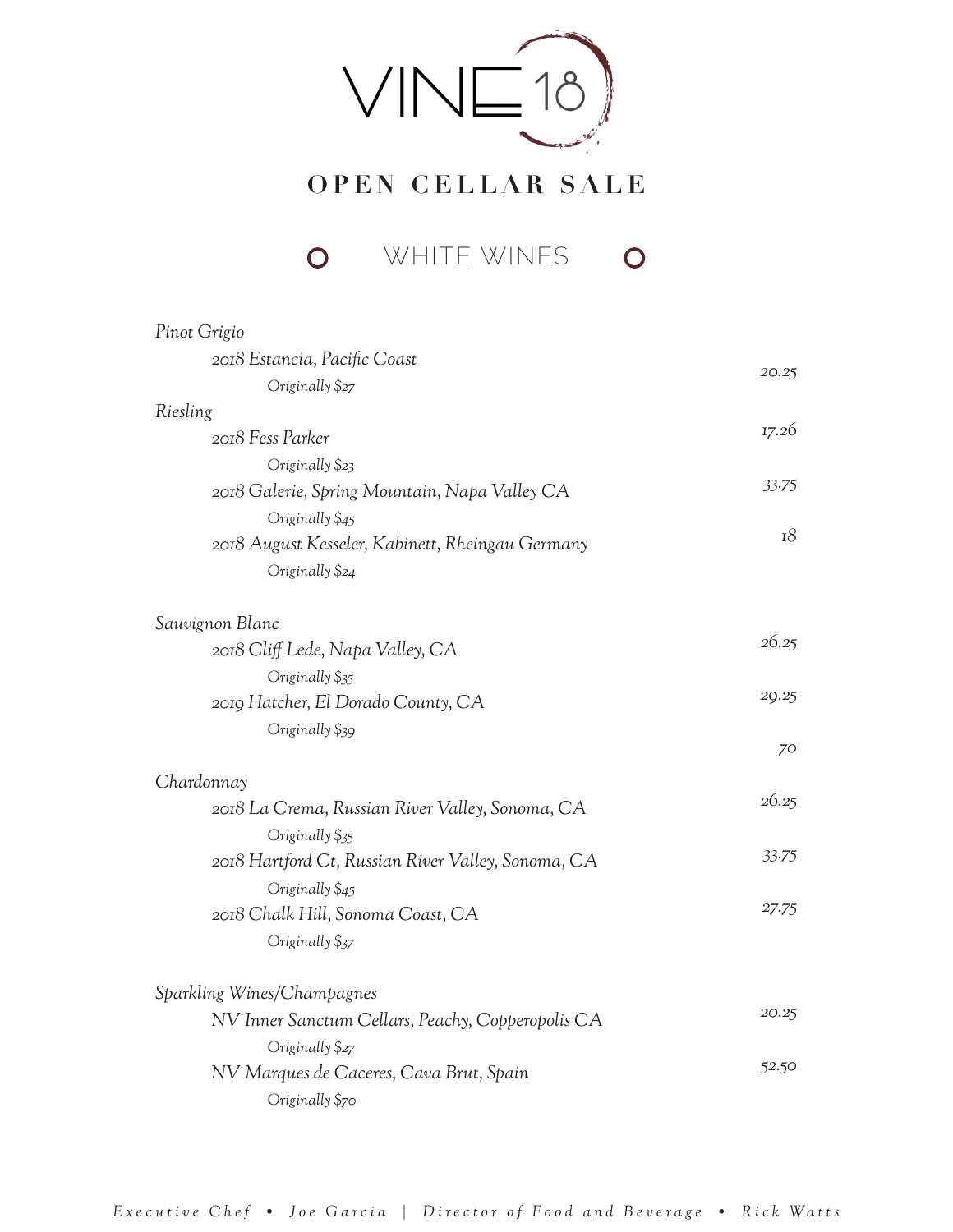# VINE 18

## OPEN CELLAR SALE

### WHITE WINES

*Pinot Grigio*

*2018 Estancia, Pacific Coast* — *20.25*
*Originally $27*

*Riesling*

*2018 Fess Parker* — *17.26*
*Originally $23*

*2018 Galerie, Spring Mountain, Napa Valley CA* — *33.75*
*Originally $45*

*2018 August Kesseler, Kabinett, Rheingau Germany* — *18*
*Originally $24*

*Sauvignon Blanc*

*2018 Cliff Lede, Napa Valley, CA* — *26.25*
*Originally $35*

*2019 Hatcher, El Dorado County, CA* — *29.25*
*Originally $39*

*70*

*Chardonnay*

*2018 La Crema, Russian River Valley, Sonoma, CA* — *26.25*
*Originally $35*

*2018 Hartford Ct, Russian River Valley, Sonoma, CA* — *33.75*
*Originally $45*

*2018 Chalk Hill, Sonoma Coast, CA* — *27.75*
*Originally $37*

*Sparkling Wines/Champagnes*

*NV Inner Sanctum Cellars, Peachy, Copperopolis CA* — *20.25*
*Originally $27*

*NV Marques de Caceres, Cava Brut, Spain* — *52.50*
*Originally $70*

*Executive Chef • Joe Garcia | Director of Food and Beverage • Rick Watts*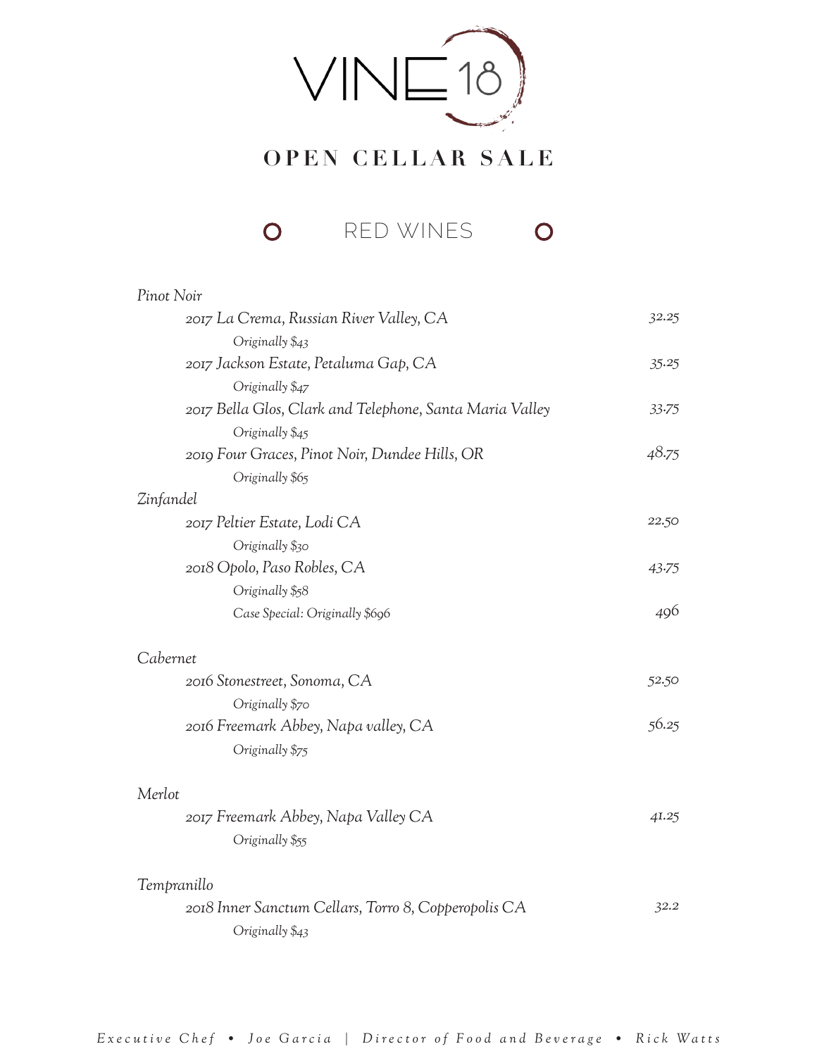# VINE 18

## OPEN CELLAR SALE

### RED WINES

*Pinot Noir*

*2017 La Crema, Russian River Valley, CA* — *32.25*
*Originally $43*

*2017 Jackson Estate, Petaluma Gap, CA* — *35.25*
*Originally $47*

*2017 Bella Glos, Clark and Telephone, Santa Maria Valley* — *33.75*
*Originally $45*

*2019 Four Graces, Pinot Noir, Dundee Hills, OR* — *48.75*
*Originally $65*

*Zinfandel*

*2017 Peltier Estate, Lodi CA* — *22.50*
*Originally $30*

*2018 Opolo, Paso Robles, CA* — *43.75*
*Originally $58*
*Case Special: Originally $696* — *496*

*Cabernet*

*2016 Stonestreet, Sonoma, CA* — *52.50*
*Originally $70*

*2016 Freemark Abbey, Napa valley, CA* — *56.25*
*Originally $75*

*Merlot*

*2017 Freemark Abbey, Napa Valley CA* — *41.25*
*Originally $55*

*Tempranillo*

*2018 Inner Sanctum Cellars, Torro 8, Copperopolis CA* — *32.2*
*Originally $43*

*Executive Chef • Joe Garcia | Director of Food and Beverage • Rick Watts*